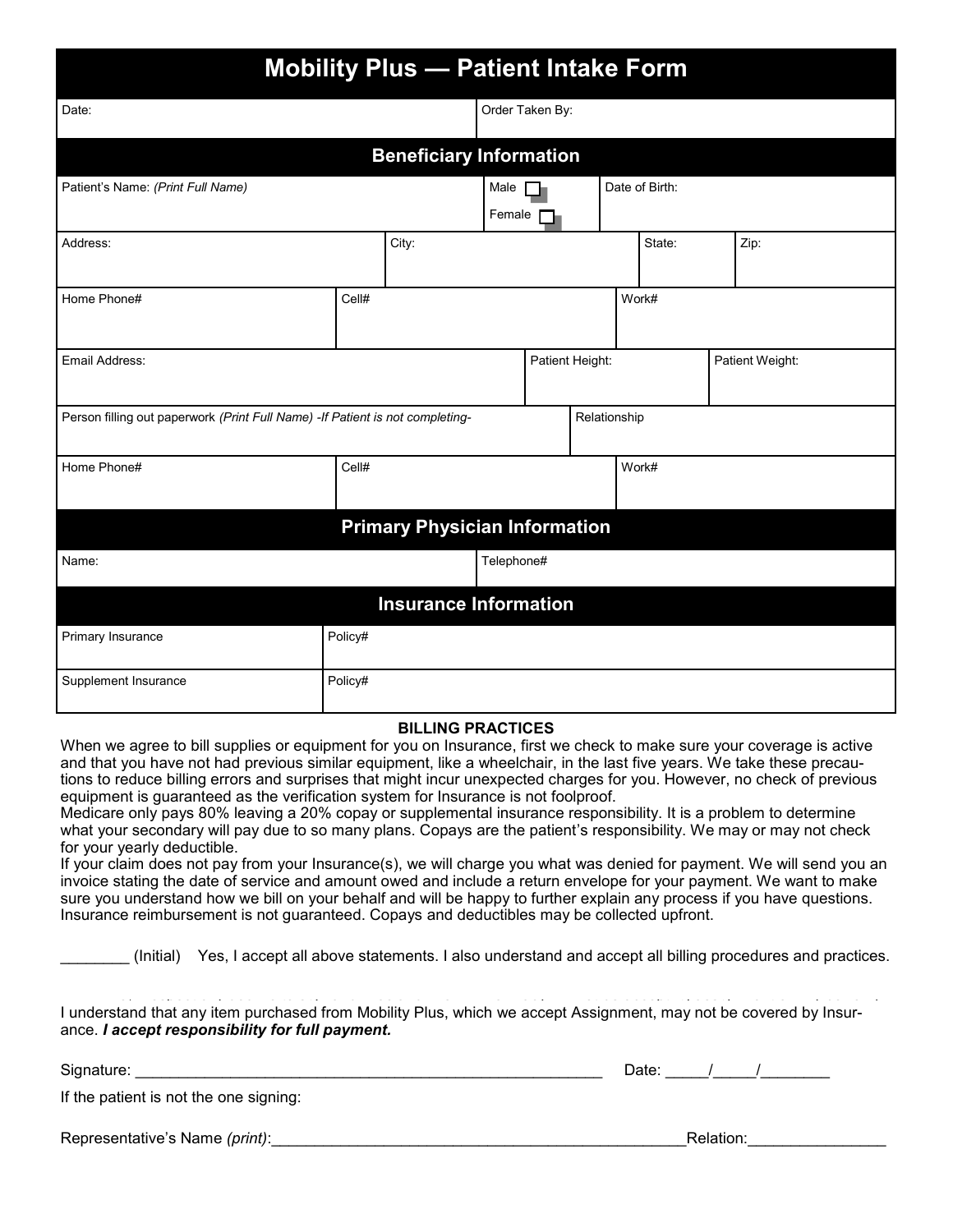# Mobility Plus — Patient Intake Form

| Date: | Order Taken By: |
|---|---|

## Beneficiary Information

| Patient's Name: *(Print Full Name)* | Male ☐ Female ☐ | Date of Birth: |
|---|---|---|

| Address: | City: | State: | Zip: |
|---|---|---|---|

| Home Phone# | Cell# | Work# |
|---|---|---|

| Email Address: | Patient Height: | Patient Weight: |
|---|---|---|

| Person filling out paperwork *(Print Full Name) -If Patient is not completing-* | Relationship |
|---|---|

| Home Phone# | Cell# | Work# |
|---|---|---|

## Primary Physician Information

| Name: | Telephone# |
|---|---|

## Insurance Information

| Primary Insurance | Policy# |
|---|---|
| Supplement Insurance | Policy# |

**BILLING PRACTICES**

When we agree to bill supplies or equipment for you on Insurance, first we check to make sure your coverage is active and that you have not had previous similar equipment, like a wheelchair, in the last five years. We take these precautions to reduce billing errors and surprises that might incur unexpected charges for you. However, no check of previous equipment is guaranteed as the verification system for Insurance is not foolproof.

Medicare only pays 80% leaving a 20% copay or supplemental insurance responsibility. It is a problem to determine what your secondary will pay due to so many plans. Copays are the patient's responsibility. We may or may not check for your yearly deductible.

If your claim does not pay from your Insurance(s), we will charge you what was denied for payment. We will send you an invoice stating the date of service and amount owed and include a return envelope for your payment. We want to make sure you understand how we bill on your behalf and will be happy to further explain any process if you have questions. Insurance reimbursement is not guaranteed. Copays and deductibles may be collected upfront.

________ (Initial) Yes, I accept all above statements. I also understand and accept all billing procedures and practices.

I understand that any item purchased from Mobility Plus, which we accept Assignment, may not be covered by Insurance. ***I accept responsibility for full payment.***

Signature: ______________________________________________________ Date: _____/_____/________

If the patient is not the one signing:

Representative's Name *(print)*:________________________________________________Relation:_______________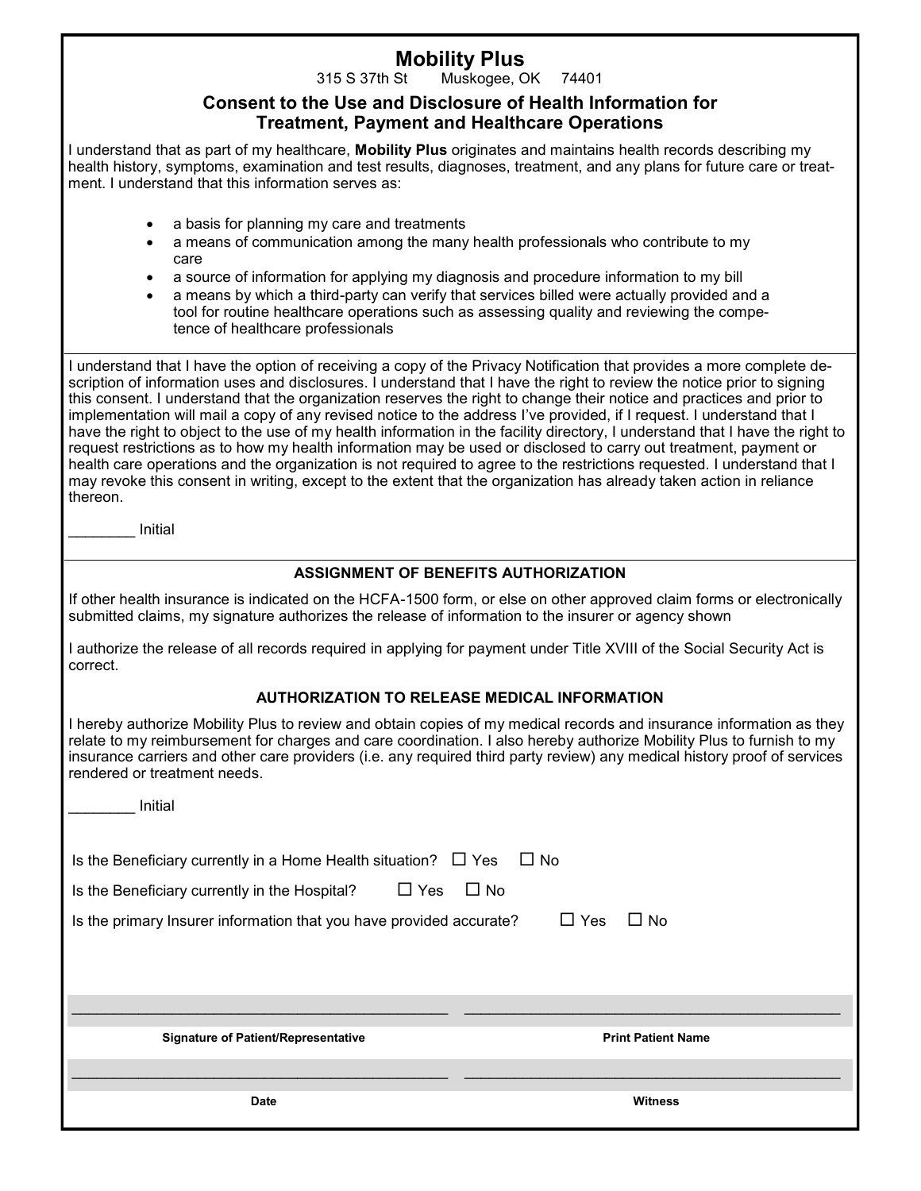# Mobility Plus

315 S 37th St Muskogee, OK 74401

## Consent to the Use and Disclosure of Health Information for Treatment, Payment and Healthcare Operations

I understand that as part of my healthcare, **Mobility Plus** originates and maintains health records describing my health history, symptoms, examination and test results, diagnoses, treatment, and any plans for future care or treatment. I understand that this information serves as:

- a basis for planning my care and treatments
- a means of communication among the many health professionals who contribute to my care
- a source of information for applying my diagnosis and procedure information to my bill
- a means by which a third-party can verify that services billed were actually provided and a tool for routine healthcare operations such as assessing quality and reviewing the competence of healthcare professionals

I understand that I have the option of receiving a copy of the Privacy Notification that provides a more complete description of information uses and disclosures. I understand that I have the right to review the notice prior to signing this consent. I understand that the organization reserves the right to change their notice and practices and prior to implementation will mail a copy of any revised notice to the address I've provided, if I request. I understand that I have the right to object to the use of my health information in the facility directory, I understand that I have the right to request restrictions as to how my health information may be used or disclosed to carry out treatment, payment or health care operations and the organization is not required to agree to the restrictions requested. I understand that I may revoke this consent in writing, except to the extent that the organization has already taken action in reliance thereon.

________ Initial

### ASSIGNMENT OF BENEFITS AUTHORIZATION

If other health insurance is indicated on the HCFA-1500 form, or else on other approved claim forms or electronically submitted claims, my signature authorizes the release of information to the insurer or agency shown

I authorize the release of all records required in applying for payment under Title XVIII of the Social Security Act is correct.

### AUTHORIZATION TO RELEASE MEDICAL INFORMATION

I hereby authorize Mobility Plus to review and obtain copies of my medical records and insurance information as they relate to my reimbursement for charges and care coordination. I also hereby authorize Mobility Plus to furnish to my insurance carriers and other care providers (i.e. any required third party review) any medical history proof of services rendered or treatment needs.

________ Initial

Is the Beneficiary currently in a Home Health situation? ☐ Yes ☐ No

Is the Beneficiary currently in the Hospital? ☐ Yes ☐ No

Is the primary Insurer information that you have provided accurate? ☐ Yes ☐ No

| ______________________________ | ______________________________ |
| --- | --- |
| **Signature of Patient/Representative** | **Print Patient Name** |
| ______________________________ | ______________________________ |
| **Date** | **Witness** |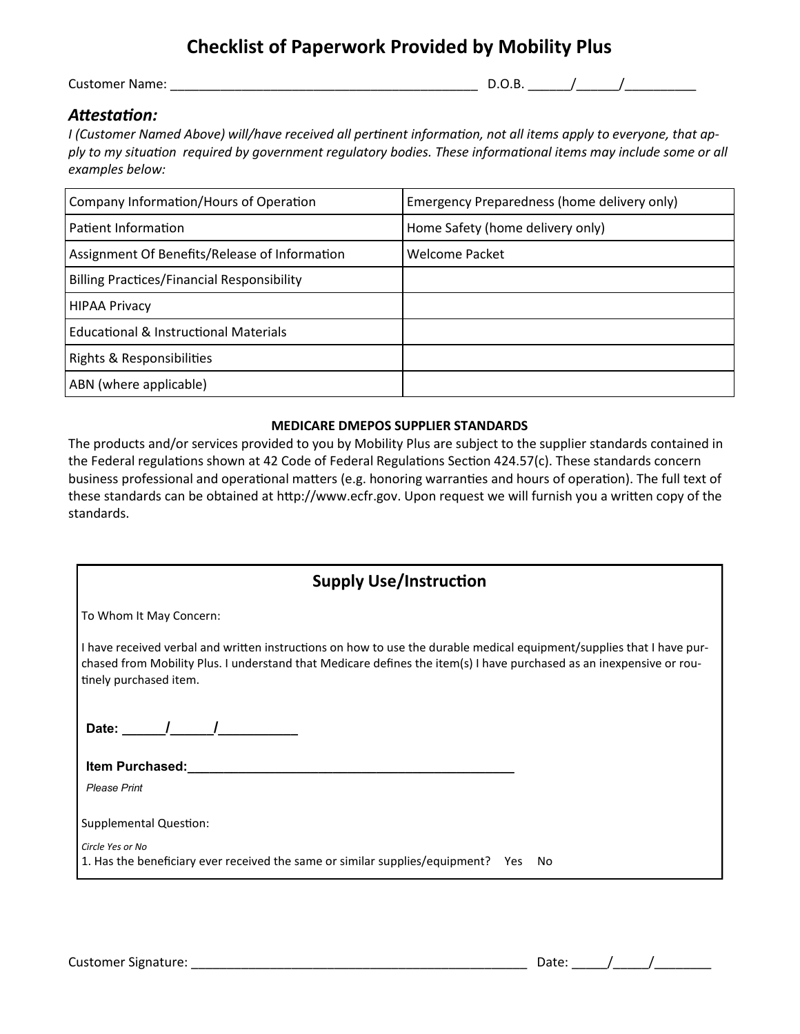# Checklist of Paperwork Provided by Mobility Plus

Customer Name: ___________________________________________ D.O.B. ______/______/__________

### *Attestation:*

*I (Customer Named Above) will/have received all pertinent information, not all items apply to everyone, that apply to my situation required by government regulatory bodies. These informational items may include some or all examples below:*

| | |
|---|---|
| Company Information/Hours of Operation | Emergency Preparedness (home delivery only) |
| Patient Information | Home Safety (home delivery only) |
| Assignment Of Benefits/Release of Information | Welcome Packet |
| Billing Practices/Financial Responsibility | |
| HIPAA Privacy | |
| Educational & Instructional Materials | |
| Rights & Responsibilities | |
| ABN (where applicable) | |

**MEDICARE DMEPOS SUPPLIER STANDARDS**

The products and/or services provided to you by Mobility Plus are subject to the supplier standards contained in the Federal regulations shown at 42 Code of Federal Regulations Section 424.57(c). These standards concern business professional and operational matters (e.g. honoring warranties and hours of operation). The full text of these standards can be obtained at http://www.ecfr.gov. Upon request we will furnish you a written copy of the standards.

## Supply Use/Instruction

To Whom It May Concern:

I have received verbal and written instructions on how to use the durable medical equipment/supplies that I have purchased from Mobility Plus. I understand that Medicare defines the item(s) I have purchased as an inexpensive or routinely purchased item.

**Date:** ______/______/___________

**Item Purchased:**_______________________________________________

*Please Print*

Supplemental Question:

*Circle Yes or No*

1. Has the beneficiary ever received the same or similar supplies/equipment? Yes No

Customer Signature: __________________________________________________ Date: _____/_____/________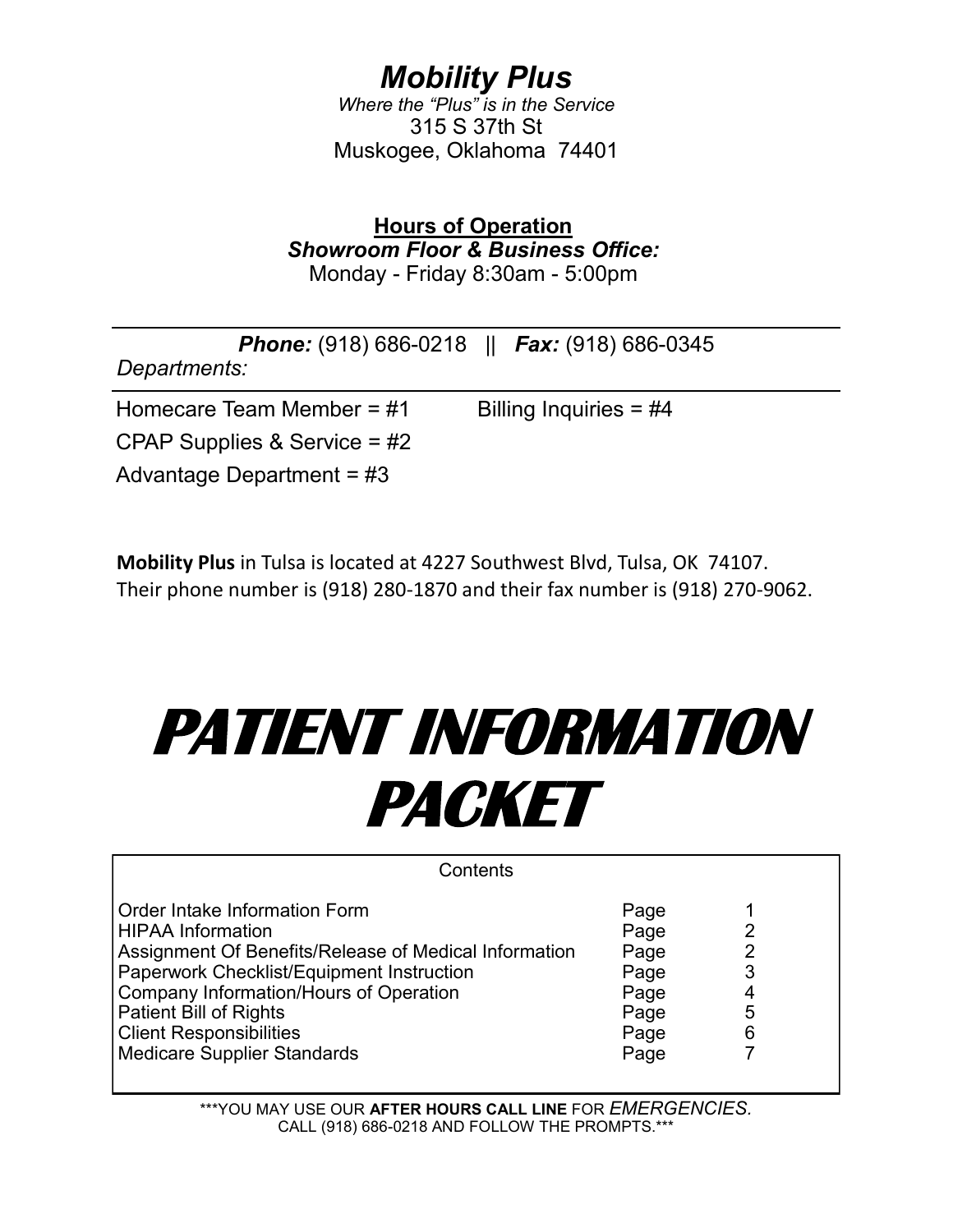# *Mobility Plus*

*Where the "Plus" is in the Service*

315 S 37th St
Muskogee, Oklahoma 74401

**Hours of Operation**

***Showroom Floor & Business Office:***

Monday - Friday 8:30am - 5:00pm

***Phone:*** (918) 686-0218 || ***Fax:*** (918) 686-0345

*Departments:*

Homecare Team Member = #1

CPAP Supplies & Service = #2

Advantage Department = #3

Billing Inquiries = #4

**Mobility Plus** in Tulsa is located at 4227 Southwest Blvd, Tulsa, OK 74107.
Their phone number is (918) 280-1870 and their fax number is (918) 270-9062.

# PATIENT INFORMATION PACKET

Contents

| | | |
|---|---|---|
| Order Intake Information Form | Page | 1 |
| HIPAA Information | Page | 2 |
| Assignment Of Benefits/Release of Medical Information | Page | 2 |
| Paperwork Checklist/Equipment Instruction | Page | 3 |
| Company Information/Hours of Operation | Page | 4 |
| Patient Bill of Rights | Page | 5 |
| Client Responsibilities | Page | 6 |
| Medicare Supplier Standards | Page | 7 |

***YOU MAY USE OUR **AFTER HOURS CALL LINE** FOR *EMERGENCIES.*
CALL (918) 686-0218 AND FOLLOW THE PROMPTS.***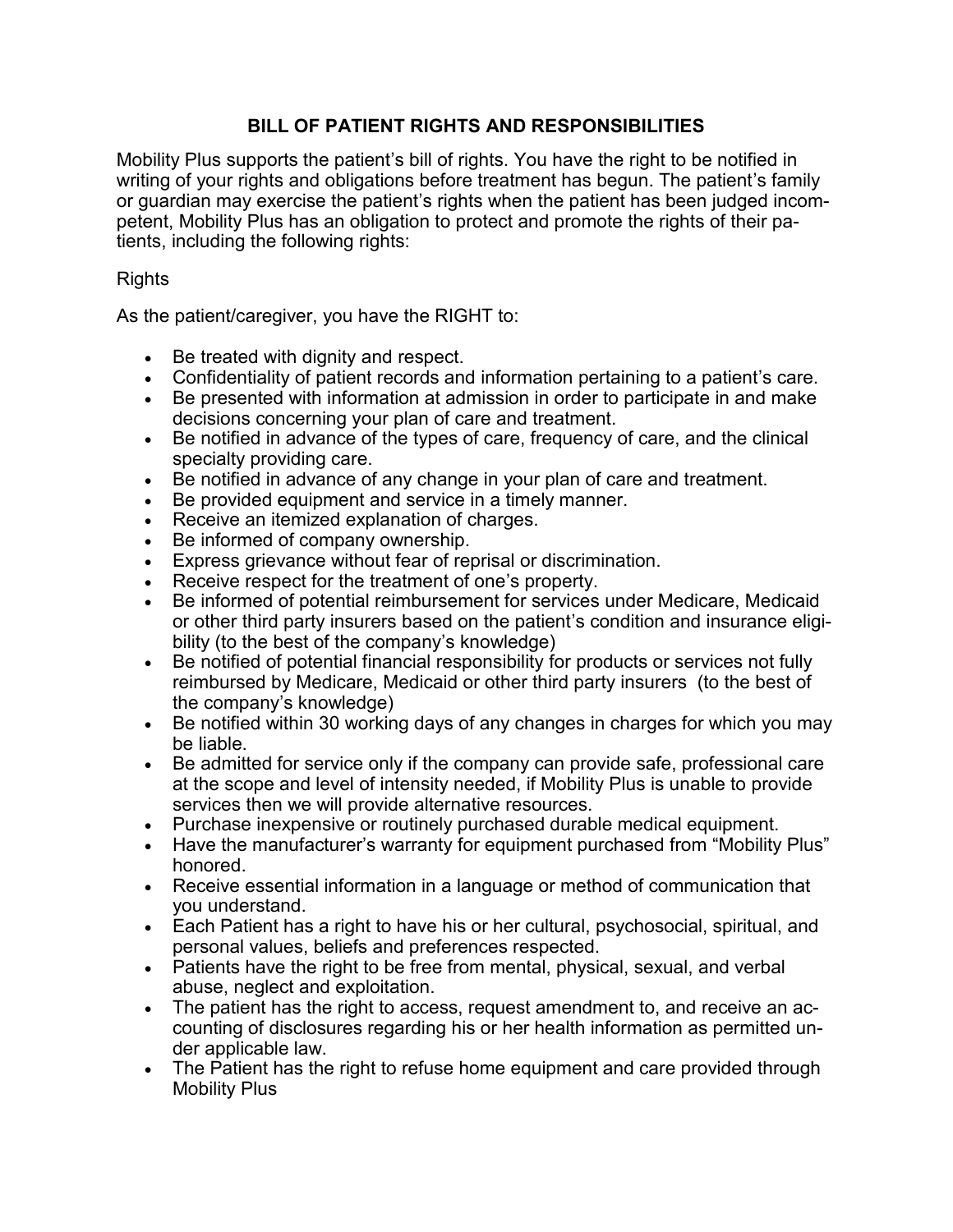## BILL OF PATIENT RIGHTS AND RESPONSIBILITIES

Mobility Plus supports the patient's bill of rights. You have the right to be notified in writing of your rights and obligations before treatment has begun. The patient's family or guardian may exercise the patient's rights when the patient has been judged incompetent, Mobility Plus has an obligation to protect and promote the rights of their patients, including the following rights:

Rights

As the patient/caregiver, you have the RIGHT to:

- Be treated with dignity and respect.
- Confidentiality of patient records and information pertaining to a patient's care.
- Be presented with information at admission in order to participate in and make decisions concerning your plan of care and treatment.
- Be notified in advance of the types of care, frequency of care, and the clinical specialty providing care.
- Be notified in advance of any change in your plan of care and treatment.
- Be provided equipment and service in a timely manner.
- Receive an itemized explanation of charges.
- Be informed of company ownership.
- Express grievance without fear of reprisal or discrimination.
- Receive respect for the treatment of one's property.
- Be informed of potential reimbursement for services under Medicare, Medicaid or other third party insurers based on the patient's condition and insurance eligibility (to the best of the company's knowledge)
- Be notified of potential financial responsibility for products or services not fully reimbursed by Medicare, Medicaid or other third party insurers (to the best of the company's knowledge)
- Be notified within 30 working days of any changes in charges for which you may be liable.
- Be admitted for service only if the company can provide safe, professional care at the scope and level of intensity needed, if Mobility Plus is unable to provide services then we will provide alternative resources.
- Purchase inexpensive or routinely purchased durable medical equipment.
- Have the manufacturer's warranty for equipment purchased from "Mobility Plus" honored.
- Receive essential information in a language or method of communication that you understand.
- Each Patient has a right to have his or her cultural, psychosocial, spiritual, and personal values, beliefs and preferences respected.
- Patients have the right to be free from mental, physical, sexual, and verbal abuse, neglect and exploitation.
- The patient has the right to access, request amendment to, and receive an accounting of disclosures regarding his or her health information as permitted under applicable law.
- The Patient has the right to refuse home equipment and care provided through Mobility Plus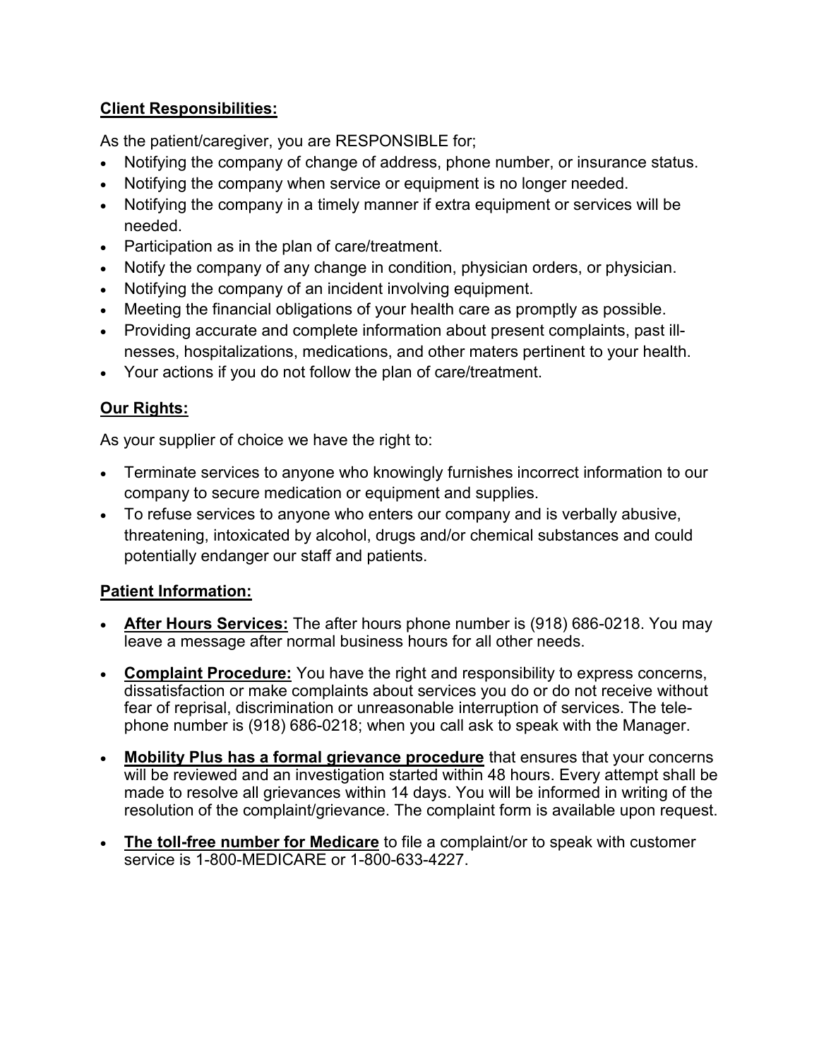**Client Responsibilities:**

As the patient/caregiver, you are RESPONSIBLE for;

- Notifying the company of change of address, phone number, or insurance status.
- Notifying the company when service or equipment is no longer needed.
- Notifying the company in a timely manner if extra equipment or services will be needed.
- Participation as in the plan of care/treatment.
- Notify the company of any change in condition, physician orders, or physician.
- Notifying the company of an incident involving equipment.
- Meeting the financial obligations of your health care as promptly as possible.
- Providing accurate and complete information about present complaints, past illnesses, hospitalizations, medications, and other maters pertinent to your health.
- Your actions if you do not follow the plan of care/treatment.

**Our Rights:**

As your supplier of choice we have the right to:

- Terminate services to anyone who knowingly furnishes incorrect information to our company to secure medication or equipment and supplies.
- To refuse services to anyone who enters our company and is verbally abusive, threatening, intoxicated by alcohol, drugs and/or chemical substances and could potentially endanger our staff and patients.

**Patient Information:**

- **After Hours Services:** The after hours phone number is (918) 686-0218. You may leave a message after normal business hours for all other needs.
- **Complaint Procedure:** You have the right and responsibility to express concerns, dissatisfaction or make complaints about services you do or do not receive without fear of reprisal, discrimination or unreasonable interruption of services. The telephone number is (918) 686-0218; when you call ask to speak with the Manager.
- **Mobility Plus has a formal grievance procedure** that ensures that your concerns will be reviewed and an investigation started within 48 hours. Every attempt shall be made to resolve all grievances within 14 days. You will be informed in writing of the resolution of the complaint/grievance. The complaint form is available upon request.
- **The toll-free number for Medicare** to file a complaint/or to speak with customer service is 1-800-MEDICARE or 1-800-633-4227.